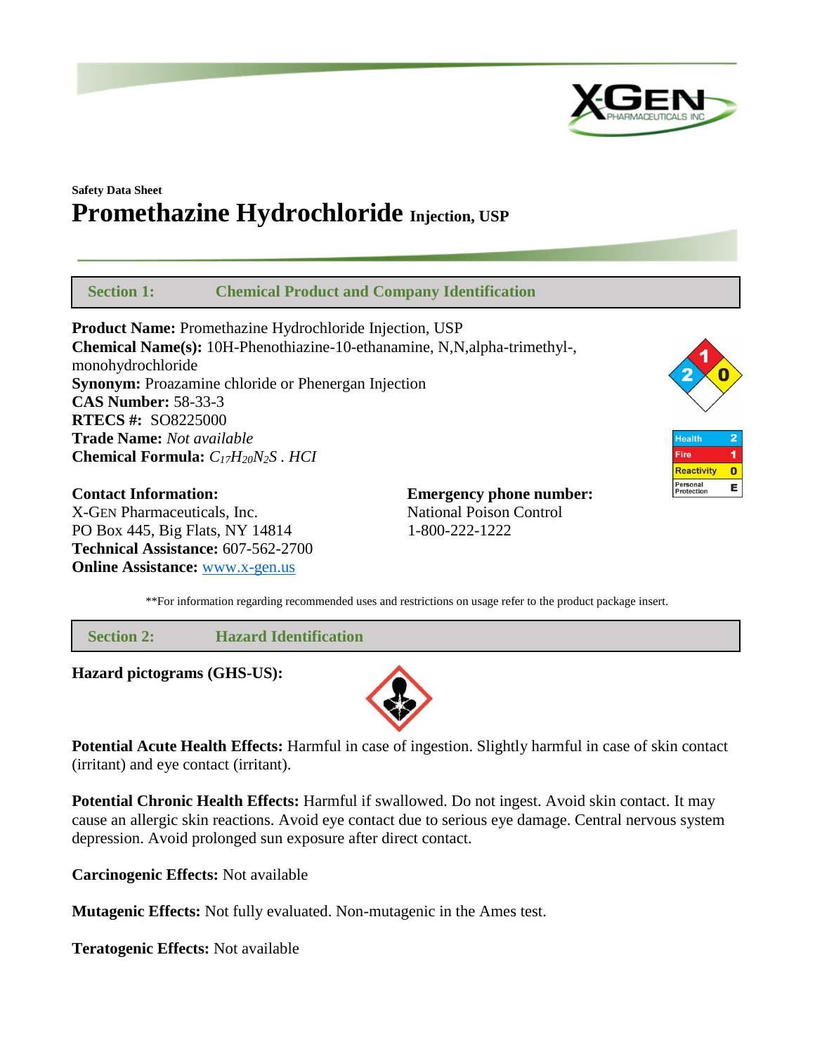Safety Data Sheet

# Promethazine Hydrochloride Injection, USP

## Section 1: Chemical Product and Company Identification

**Product Name:** Promethazine Hydrochloride Injection, USP
**Chemical Name(s):** 10H-Phenothiazine-10-ethanamine, N,N,alpha-trimethyl-, monohydrochloride
**Synonym:** Proazamine chloride or Phenergan Injection
**CAS Number:** 58-33-3
**RTECS #:** SO8225000
**Trade Name:** *Not available*
**Chemical Formula:** $C_{17}H_{20}N_2S$ . $HCl$

| | |
|---|---|
| Health | 2 |
| Fire | 1 |
| Reactivity | 0 |
| Personal Protection | E |

**Contact Information:**
X-GEN Pharmaceuticals, Inc.
PO Box 445, Big Flats, NY 14814
**Technical Assistance:** 607-562-2700
**Online Assistance:** www.x-gen.us

**Emergency phone number:**
National Poison Control
1-800-222-1222

**For information regarding recommended uses and restrictions on usage refer to the product package insert.

## Section 2: Hazard Identification

**Hazard pictograms (GHS-US):**

**Potential Acute Health Effects:** Harmful in case of ingestion. Slightly harmful in case of skin contact (irritant) and eye contact (irritant).

**Potential Chronic Health Effects:** Harmful if swallowed. Do not ingest. Avoid skin contact. It may cause an allergic skin reactions. Avoid eye contact due to serious eye damage. Central nervous system depression. Avoid prolonged sun exposure after direct contact.

**Carcinogenic Effects:** Not available

**Mutagenic Effects:** Not fully evaluated. Non-mutagenic in the Ames test.

**Teratogenic Effects:** Not available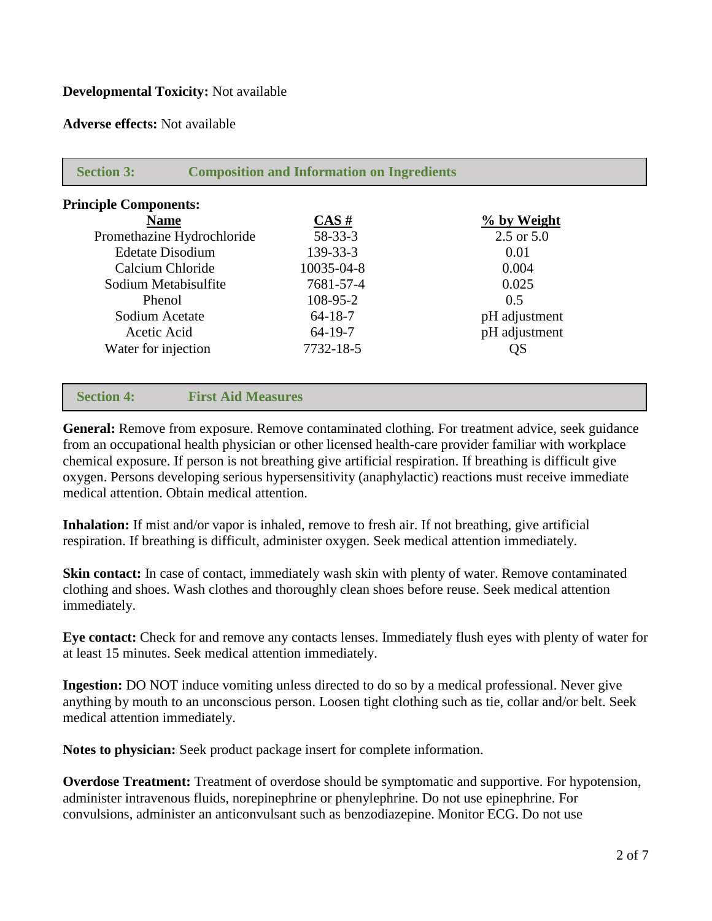**Developmental Toxicity:** Not available

**Adverse effects:** Not available

## Section 3: Composition and Information on Ingredients

**Principle Components:**

| Name | CAS # | % by Weight |
|---|---|---|
| Promethazine Hydrochloride | 58-33-3 | 2.5 or 5.0 |
| Edetate Disodium | 139-33-3 | 0.01 |
| Calcium Chloride | 10035-04-8 | 0.004 |
| Sodium Metabisulfite | 7681-57-4 | 0.025 |
| Phenol | 108-95-2 | 0.5 |
| Sodium Acetate | 64-18-7 | pH adjustment |
| Acetic Acid | 64-19-7 | pH adjustment |
| Water for injection | 7732-18-5 | QS |

## Section 4: First Aid Measures

**General:** Remove from exposure. Remove contaminated clothing. For treatment advice, seek guidance from an occupational health physician or other licensed health-care provider familiar with workplace chemical exposure. If person is not breathing give artificial respiration. If breathing is difficult give oxygen. Persons developing serious hypersensitivity (anaphylactic) reactions must receive immediate medical attention. Obtain medical attention.

**Inhalation:** If mist and/or vapor is inhaled, remove to fresh air. If not breathing, give artificial respiration. If breathing is difficult, administer oxygen. Seek medical attention immediately.

**Skin contact:** In case of contact, immediately wash skin with plenty of water. Remove contaminated clothing and shoes. Wash clothes and thoroughly clean shoes before reuse. Seek medical attention immediately.

**Eye contact:** Check for and remove any contacts lenses. Immediately flush eyes with plenty of water for at least 15 minutes. Seek medical attention immediately.

**Ingestion:** DO NOT induce vomiting unless directed to do so by a medical professional. Never give anything by mouth to an unconscious person. Loosen tight clothing such as tie, collar and/or belt. Seek medical attention immediately.

**Notes to physician:** Seek product package insert for complete information.

**Overdose Treatment:** Treatment of overdose should be symptomatic and supportive. For hypotension, administer intravenous fluids, norepinephrine or phenylephrine. Do not use epinephrine. For convulsions, administer an anticonvulsant such as benzodiazepine. Monitor ECG. Do not use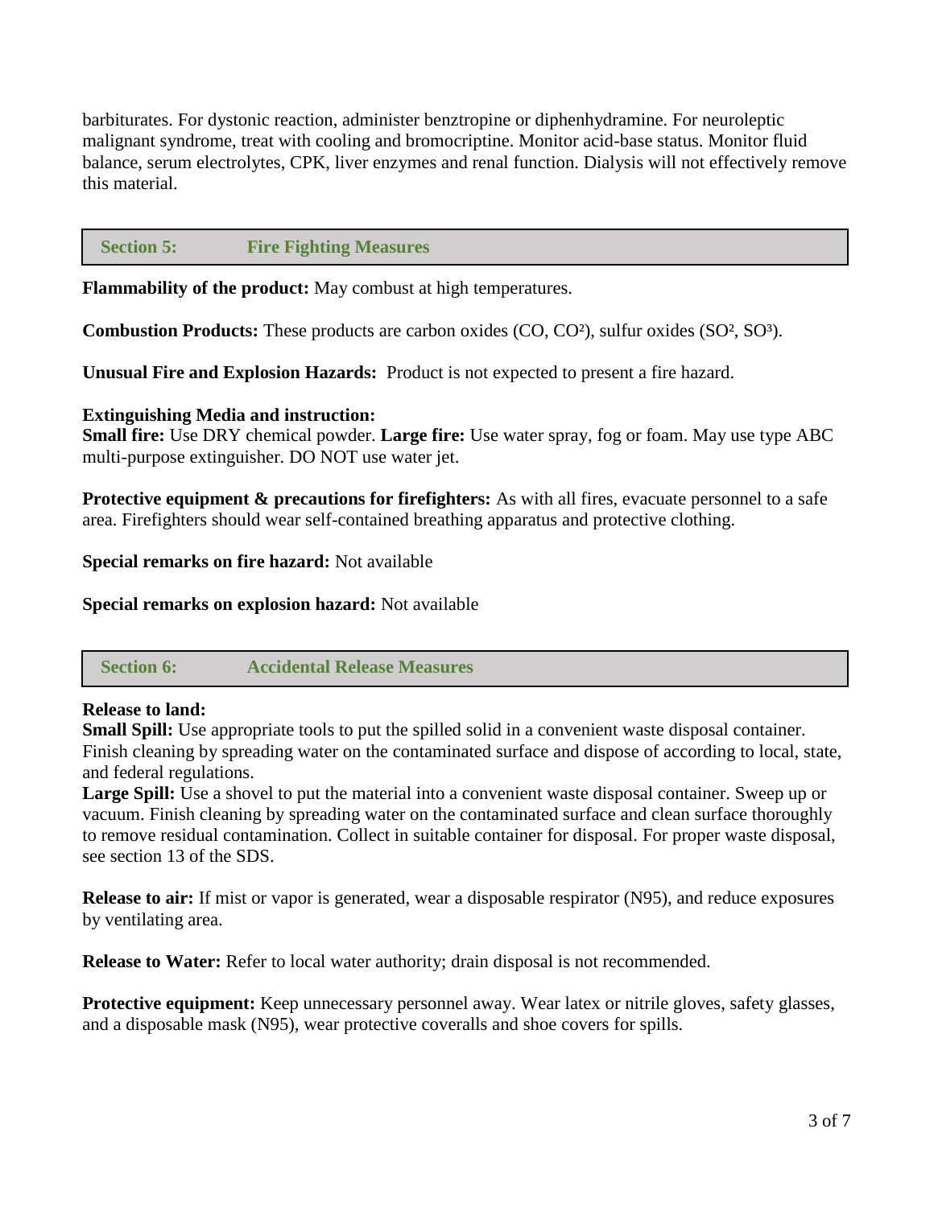barbiturates. For dystonic reaction, administer benztropine or diphenhydramine. For neuroleptic malignant syndrome, treat with cooling and bromocriptine. Monitor acid-base status. Monitor fluid balance, serum electrolytes, CPK, liver enzymes and renal function. Dialysis will not effectively remove this material.

## Section 5: Fire Fighting Measures

**Flammability of the product:** May combust at high temperatures.

**Combustion Products:** These products are carbon oxides (CO, $CO^2$), sulfur oxides ($SO^2$, $SO^3$).

**Unusual Fire and Explosion Hazards:** Product is not expected to present a fire hazard.

**Extinguishing Media and instruction:**
**Small fire:** Use DRY chemical powder. **Large fire:** Use water spray, fog or foam. May use type ABC multi-purpose extinguisher. DO NOT use water jet.

**Protective equipment & precautions for firefighters:** As with all fires, evacuate personnel to a safe area. Firefighters should wear self-contained breathing apparatus and protective clothing.

**Special remarks on fire hazard:** Not available

**Special remarks on explosion hazard:** Not available

## Section 6: Accidental Release Measures

**Release to land:**
**Small Spill:** Use appropriate tools to put the spilled solid in a convenient waste disposal container. Finish cleaning by spreading water on the contaminated surface and dispose of according to local, state, and federal regulations.
**Large Spill:** Use a shovel to put the material into a convenient waste disposal container. Sweep up or vacuum. Finish cleaning by spreading water on the contaminated surface and clean surface thoroughly to remove residual contamination. Collect in suitable container for disposal. For proper waste disposal, see section 13 of the SDS.

**Release to air:** If mist or vapor is generated, wear a disposable respirator (N95), and reduce exposures by ventilating area.

**Release to Water:** Refer to local water authority; drain disposal is not recommended.

**Protective equipment:** Keep unnecessary personnel away. Wear latex or nitrile gloves, safety glasses, and a disposable mask (N95), wear protective coveralls and shoe covers for spills.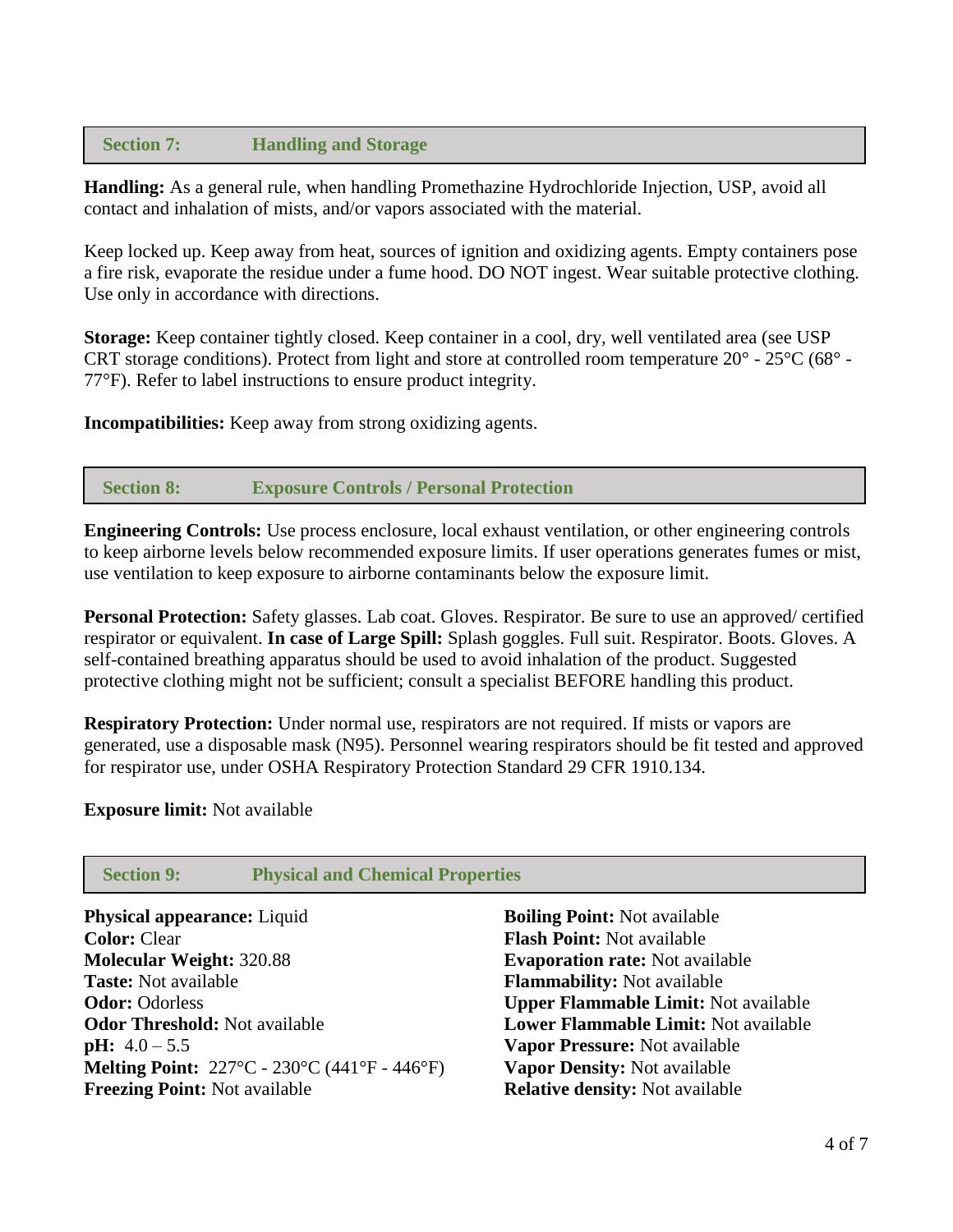## Section 7: Handling and Storage

**Handling:** As a general rule, when handling Promethazine Hydrochloride Injection, USP, avoid all contact and inhalation of mists, and/or vapors associated with the material.

Keep locked up. Keep away from heat, sources of ignition and oxidizing agents. Empty containers pose a fire risk, evaporate the residue under a fume hood. DO NOT ingest. Wear suitable protective clothing. Use only in accordance with directions.

**Storage:** Keep container tightly closed. Keep container in a cool, dry, well ventilated area (see USP CRT storage conditions). Protect from light and store at controlled room temperature 20° - 25°C (68° - 77°F). Refer to label instructions to ensure product integrity.

**Incompatibilities:** Keep away from strong oxidizing agents.

## Section 8: Exposure Controls / Personal Protection

**Engineering Controls:** Use process enclosure, local exhaust ventilation, or other engineering controls to keep airborne levels below recommended exposure limits. If user operations generates fumes or mist, use ventilation to keep exposure to airborne contaminants below the exposure limit.

**Personal Protection:** Safety glasses. Lab coat. Gloves. Respirator. Be sure to use an approved/ certified respirator or equivalent. **In case of Large Spill:** Splash goggles. Full suit. Respirator. Boots. Gloves. A self-contained breathing apparatus should be used to avoid inhalation of the product. Suggested protective clothing might not be sufficient; consult a specialist BEFORE handling this product.

**Respiratory Protection:** Under normal use, respirators are not required. If mists or vapors are generated, use a disposable mask (N95). Personnel wearing respirators should be fit tested and approved for respirator use, under OSHA Respiratory Protection Standard 29 CFR 1910.134.

**Exposure limit:** Not available

## Section 9: Physical and Chemical Properties

**Physical appearance:** Liquid
**Color:** Clear
**Molecular Weight:** 320.88
**Taste:** Not available
**Odor:** Odorless
**Odor Threshold:** Not available
**pH:** 4.0 – 5.5
**Melting Point:** 227°C - 230°C (441°F - 446°F)
**Freezing Point:** Not available

**Boiling Point:** Not available
**Flash Point:** Not available
**Evaporation rate:** Not available
**Flammability:** Not available
**Upper Flammable Limit:** Not available
**Lower Flammable Limit:** Not available
**Vapor Pressure:** Not available
**Vapor Density:** Not available
**Relative density:** Not available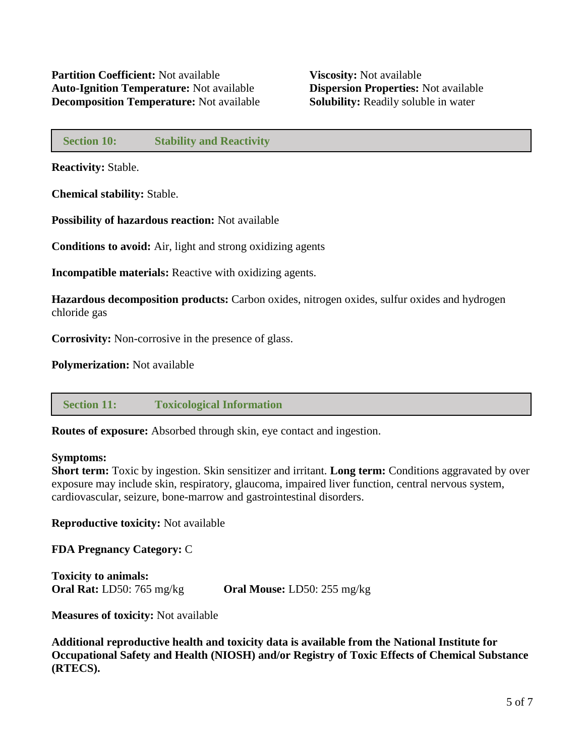**Partition Coefficient:** Not available
**Auto-Ignition Temperature:** Not available
**Decomposition Temperature:** Not available
**Viscosity:** Not available
**Dispersion Properties:** Not available
**Solubility:** Readily soluble in water

## Section 10: Stability and Reactivity

**Reactivity:** Stable.

**Chemical stability:** Stable.

**Possibility of hazardous reaction:** Not available

**Conditions to avoid:** Air, light and strong oxidizing agents

**Incompatible materials:** Reactive with oxidizing agents.

**Hazardous decomposition products:** Carbon oxides, nitrogen oxides, sulfur oxides and hydrogen chloride gas

**Corrosivity:** Non-corrosive in the presence of glass.

**Polymerization:** Not available

## Section 11: Toxicological Information

**Routes of exposure:** Absorbed through skin, eye contact and ingestion.

**Symptoms:**
**Short term:** Toxic by ingestion. Skin sensitizer and irritant. **Long term:** Conditions aggravated by over exposure may include skin, respiratory, glaucoma, impaired liver function, central nervous system, cardiovascular, seizure, bone-marrow and gastrointestinal disorders.

**Reproductive toxicity:** Not available

**FDA Pregnancy Category:** C

**Toxicity to animals:**
**Oral Rat:** LD50: 765 mg/kg **Oral Mouse:** LD50: 255 mg/kg

**Measures of toxicity:** Not available

**Additional reproductive health and toxicity data is available from the National Institute for Occupational Safety and Health (NIOSH) and/or Registry of Toxic Effects of Chemical Substance (RTECS).**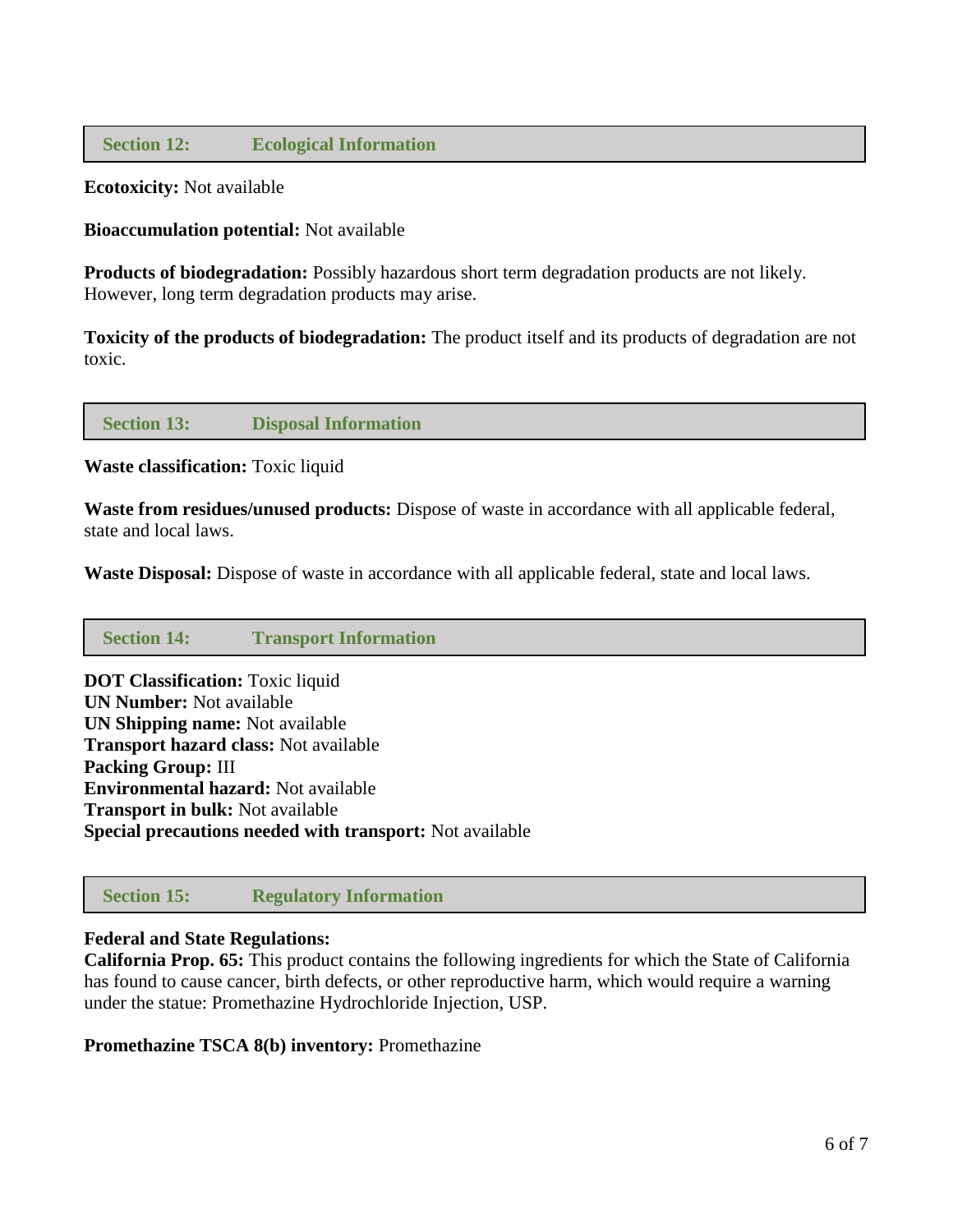## Section 12: Ecological Information

**Ecotoxicity:** Not available

**Bioaccumulation potential:** Not available

**Products of biodegradation:** Possibly hazardous short term degradation products are not likely. However, long term degradation products may arise.

**Toxicity of the products of biodegradation:** The product itself and its products of degradation are not toxic.

## Section 13: Disposal Information

**Waste classification:** Toxic liquid

**Waste from residues/unused products:** Dispose of waste in accordance with all applicable federal, state and local laws.

**Waste Disposal:** Dispose of waste in accordance with all applicable federal, state and local laws.

## Section 14: Transport Information

**DOT Classification:** Toxic liquid
**UN Number:** Not available
**UN Shipping name:** Not available
**Transport hazard class:** Not available
**Packing Group:** III
**Environmental hazard:** Not available
**Transport in bulk:** Not available
**Special precautions needed with transport:** Not available

## Section 15: Regulatory Information

**Federal and State Regulations:**
**California Prop. 65:** This product contains the following ingredients for which the State of California has found to cause cancer, birth defects, or other reproductive harm, which would require a warning under the statue: Promethazine Hydrochloride Injection, USP.

**Promethazine TSCA 8(b) inventory:** Promethazine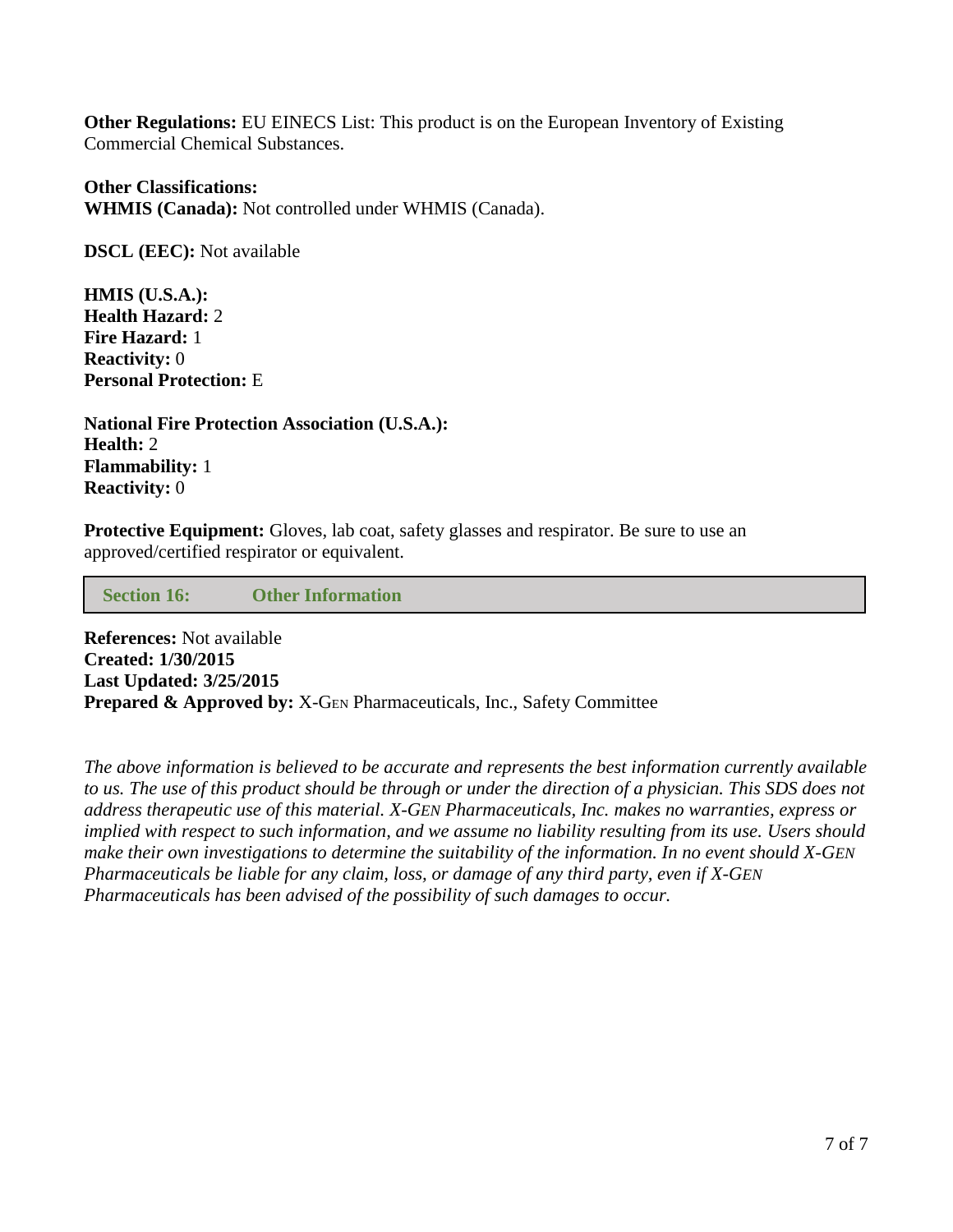**Other Regulations:** EU EINECS List: This product is on the European Inventory of Existing Commercial Chemical Substances.

**Other Classifications:**
**WHMIS (Canada):** Not controlled under WHMIS (Canada).

**DSCL (EEC):** Not available

**HMIS (U.S.A.):**
**Health Hazard:** 2
**Fire Hazard:** 1
**Reactivity:** 0
**Personal Protection:** E

**National Fire Protection Association (U.S.A.):**
**Health:** 2
**Flammability:** 1
**Reactivity:** 0

**Protective Equipment:** Gloves, lab coat, safety glasses and respirator. Be sure to use an approved/certified respirator or equivalent.

## Section 16: Other Information

**References:** Not available
**Created: 1/30/2015**
**Last Updated: 3/25/2015**
**Prepared & Approved by:** X-GEN Pharmaceuticals, Inc., Safety Committee

*The above information is believed to be accurate and represents the best information currently available to us. The use of this product should be through or under the direction of a physician. This SDS does not address therapeutic use of this material. X-GEN Pharmaceuticals, Inc. makes no warranties, express or implied with respect to such information, and we assume no liability resulting from its use. Users should make their own investigations to determine the suitability of the information. In no event should X-GEN Pharmaceuticals be liable for any claim, loss, or damage of any third party, even if X-GEN Pharmaceuticals has been advised of the possibility of such damages to occur.*